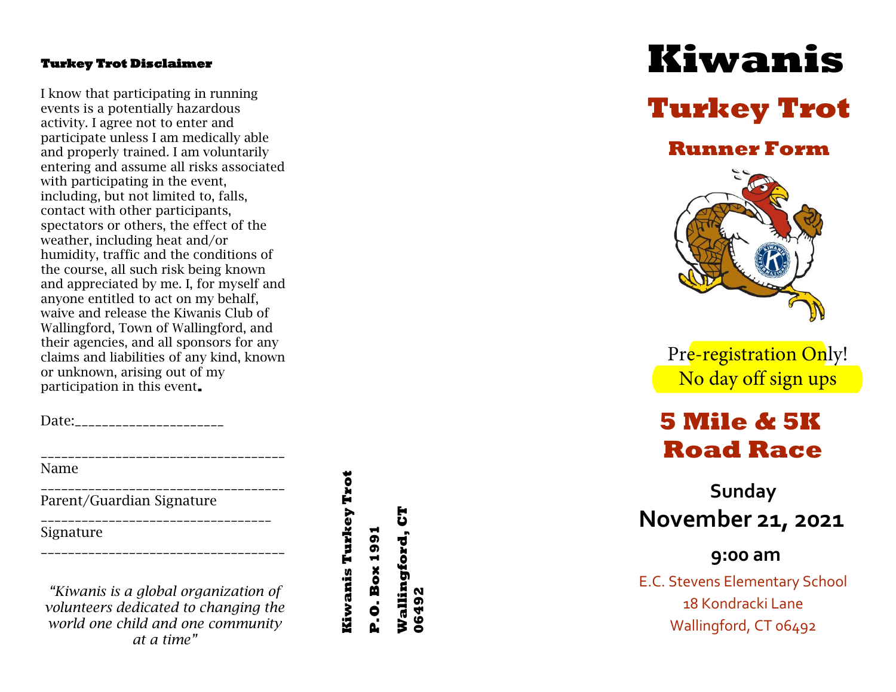## Turkey Trot Disclaimer

I know that participating in running events is a potentially hazardous activity. I agree not to enter and participate unless I am medically able and properly trained. I am voluntarily entering and assume all risks associated with participating in the event, including, but not limited to, falls, contact with other participants, spectators or others, the effect of the weather, including heat and/or humidity, traffic and the conditions of the course, all such risk being known and appreciated by me. I, for myself and anyone entitled to act on my behalf, waive and release the Kiwanis Club of Wallingford, Town of Wallingford, and their agencies, and all sponsors for any claims and liabilities of any kind, known or unknown, arising out of my participation in this event.

Date:______________________

___________________________________
Name

___________________________________
Parent/Guardian Signature

__________________________________
Signature

___________________________________

*"Kiwanis is a global organization of volunteers dedicated to changing the world one child and one community at a time"*

**Kiwanis Turkey Trot**
**P.O. Box 1991**
**Wallingford, CT 06492**

# Kiwanis

# Turkey Trot

## Runner Form

Pre-registration Only!
No day off sign ups

## 5 Mile & 5K Road Race

**Sunday**
**November 21, 2021**

**9:00 am**

E.C. Stevens Elementary School
18 Kondracki Lane
Wallingford, CT 06492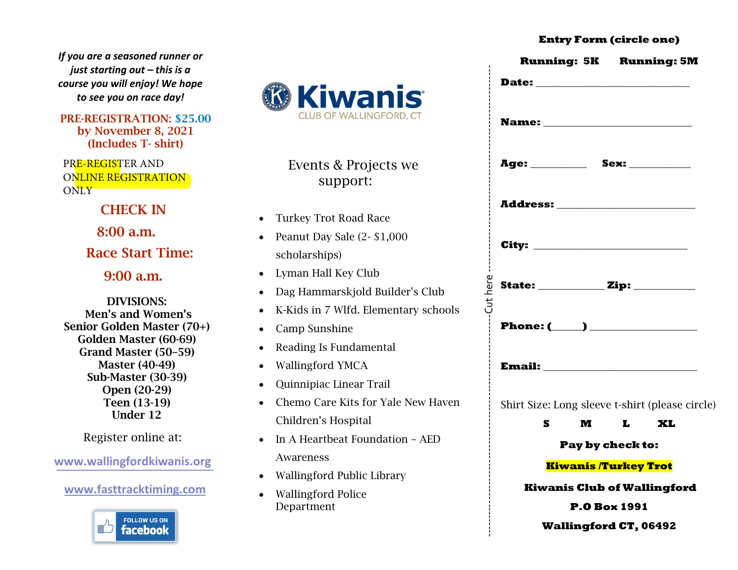*If you are a seasoned runner or just starting out – this is a course you will enjoy! We hope to see you on race day!*

**PRE-REGISTRATION: $25.00 by November 8, 2021 (Includes T- shirt)**

PRE-REGISTER AND ONLINE REGISTRATION ONLY

## CHECK IN

## 8:00 a.m.

## Race Start Time:

## 9:00 a.m.

**DIVISIONS:**
**Men's and Women's**
**Senior Golden Master (70+)**
**Golden Master (60-69)**
**Grand Master (50–59)**
**Master (40-49)**
**Sub-Master (30-39)**
**Open (20-29)**
**Teen (13-19)**
**Under 12**

Register online at:

www.wallingfordkiwanis.org

www.fasttracktiming.com

FOLLOW US ON facebook

# Kiwanis
CLUB OF WALLINGFORD, CT

Events & Projects we support:

- Turkey Trot Road Race
- Peanut Day Sale (2- $1,000 scholarships)
- Lyman Hall Key Club
- Dag Hammarskjold Builder's Club
- K-Kids in 7 Wlfd. Elementary schools
- Camp Sunshine
- Reading Is Fundamental
- Wallingford YMCA
- Quinnipiac Linear Trail
- Chemo Care Kits for Yale New Haven Children's Hospital
- In A Heartbeat Foundation – AED Awareness
- Wallingford Public Library
- Wallingford Police Department

Cut here

**Entry Form (circle one)**

**Running: 5K**    **Running: 5M**

**Date:** ____________________________

**Name:** ____________________________

**Age:** __________   **Sex:** ___________

**Address:** __________________________

**City:** ____________________________

**State:** ____________ **Zip:** ___________

**Phone: (_____)** ____________________

**Email:** ____________________________

Shirt Size: Long sleeve t-shirt (please circle)

**S    M    L    XL**

**Pay by check to:**

**Kiwanis /Turkey Trot**

**Kiwanis Club of Wallingford**

**P.O Box 1991**

**Wallingford CT, 06492**